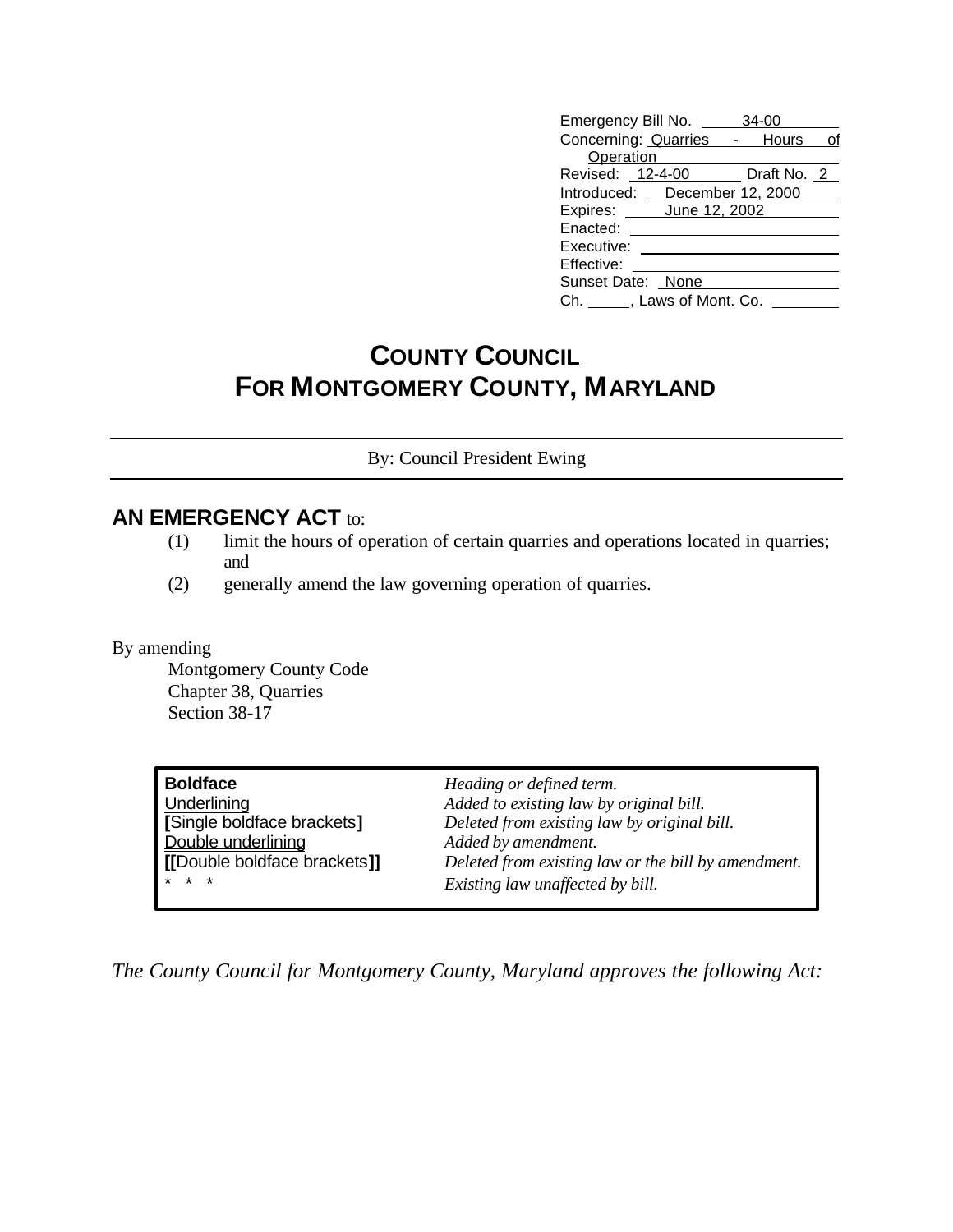| | |
|---|---|
| Emergency Bill No. | 34-00 |
| Concerning: | Quarries - Hours of Operation |
| Revised: | 12-4-00 Draft No. 2 |
| Introduced: | December 12, 2000 |
| Expires: | June 12, 2002 |
| Enacted: | |
| Executive: | |
| Effective: | |
| Sunset Date: | None |
| Ch. ____, Laws of Mont. Co. | |

# COUNTY COUNCIL FOR MONTGOMERY COUNTY, MARYLAND

By: Council President Ewing

**AN EMERGENCY ACT** to:

(1) limit the hours of operation of certain quarries and operations located in quarries; and

(2) generally amend the law governing operation of quarries.

By amending

Montgomery County Code
Chapter 38, Quarries
Section 38-17

| | |
|---|---|
| **Boldface** | *Heading or defined term.* |
| Underlining | *Added to existing law by original bill.* |
| **[**Single boldface brackets**]** | *Deleted from existing law by original bill.* |
| Double underlining | *Added by amendment.* |
| **[[**Double boldface brackets**]]** | *Deleted from existing law or the bill by amendment.* |
| * * * | *Existing law unaffected by bill.* |

*The County Council for Montgomery County, Maryland approves the following Act:*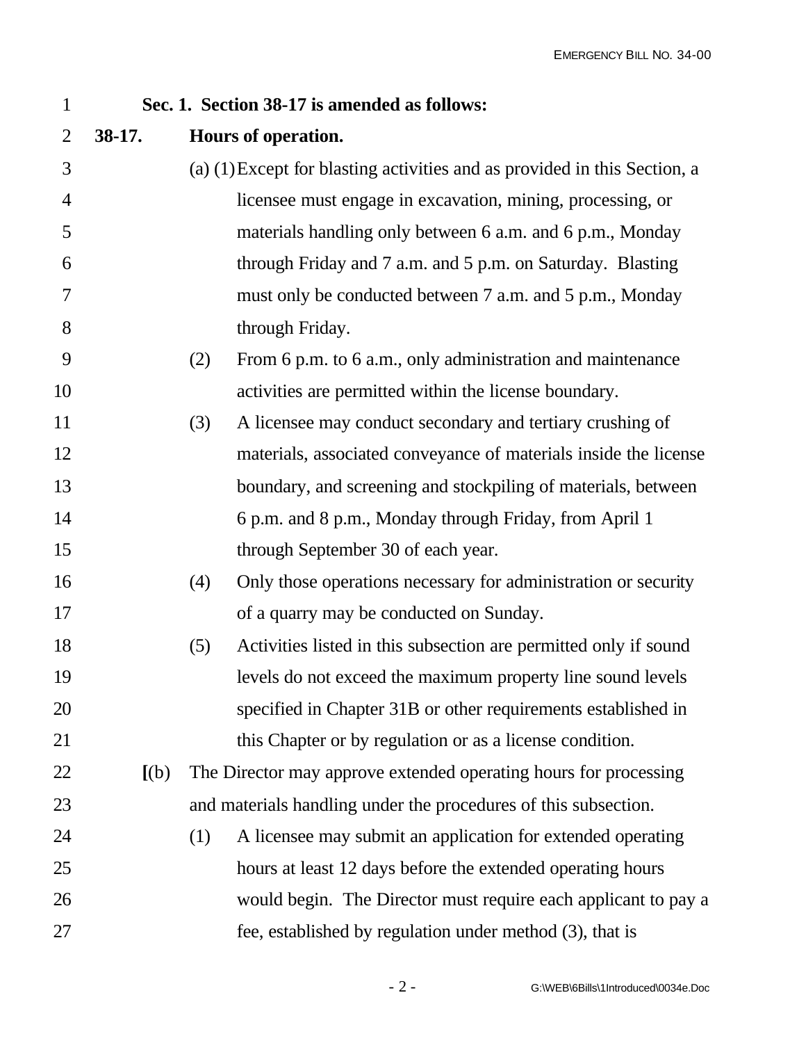**Sec. 1. Section 38-17 is amended as follows:**

**38-17. Hours of operation.**

(a) (1) Except for blasting activities and as provided in this Section, a licensee must engage in excavation, mining, processing, or materials handling only between 6 a.m. and 6 p.m., Monday through Friday and 7 a.m. and 5 p.m. on Saturday. Blasting must only be conducted between 7 a.m. and 5 p.m., Monday through Friday.

(2) From 6 p.m. to 6 a.m., only administration and maintenance activities are permitted within the license boundary.

(3) A licensee may conduct secondary and tertiary crushing of materials, associated conveyance of materials inside the license boundary, and screening and stockpiling of materials, between 6 p.m. and 8 p.m., Monday through Friday, from April 1 through September 30 of each year.

(4) Only those operations necessary for administration or security of a quarry may be conducted on Sunday.

(5) Activities listed in this subsection are permitted only if sound levels do not exceed the maximum property line sound levels specified in Chapter 31B or other requirements established in this Chapter or by regulation or as a license condition.

**[**(b) The Director may approve extended operating hours for processing and materials handling under the procedures of this subsection.

(1) A licensee may submit an application for extended operating hours at least 12 days before the extended operating hours would begin. The Director must require each applicant to pay a fee, established by regulation under method (3), that is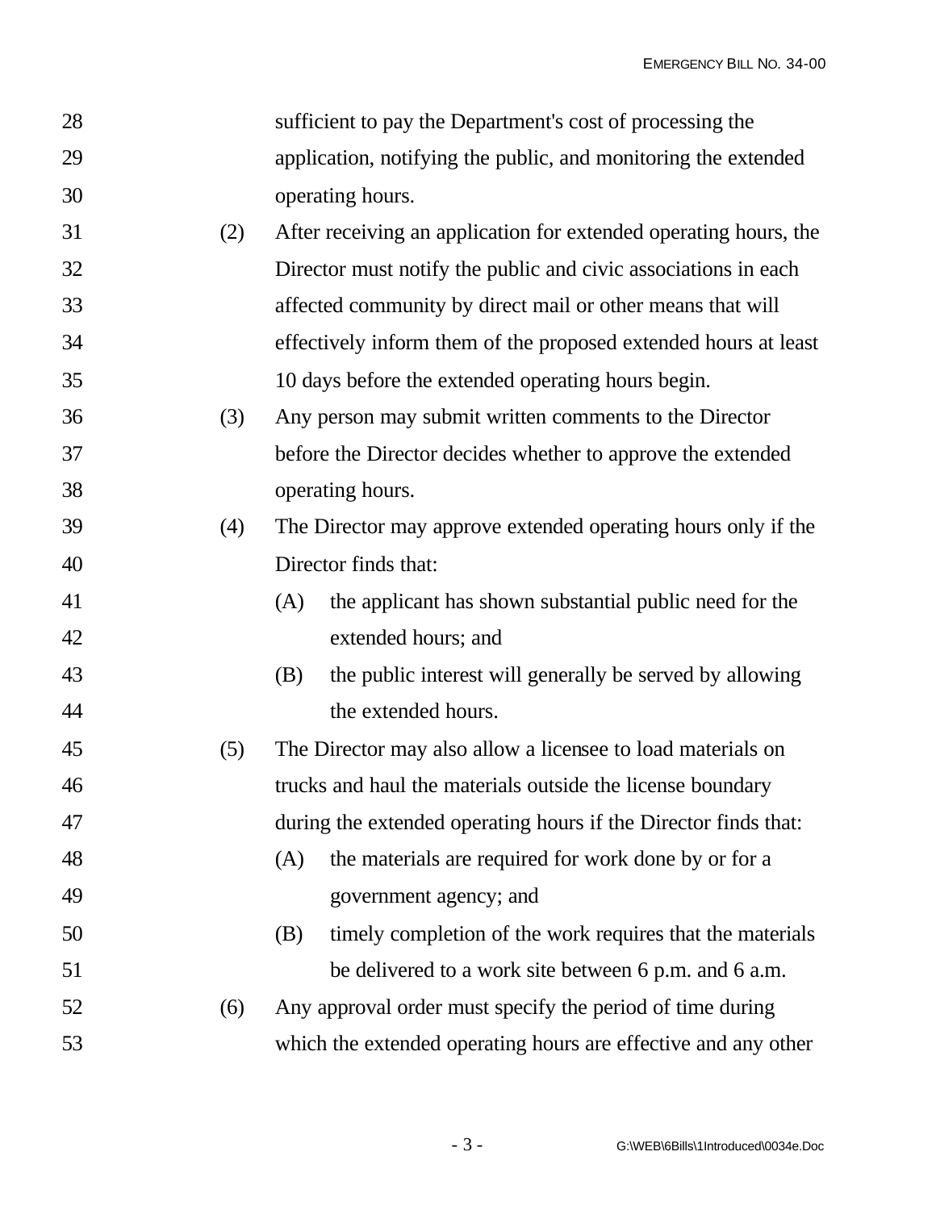sufficient to pay the Department's cost of processing the application, notifying the public, and monitoring the extended operating hours.

(2) After receiving an application for extended operating hours, the Director must notify the public and civic associations in each affected community by direct mail or other means that will effectively inform them of the proposed extended hours at least 10 days before the extended operating hours begin.

(3) Any person may submit written comments to the Director before the Director decides whether to approve the extended operating hours.

(4) The Director may approve extended operating hours only if the Director finds that:

   (A) the applicant has shown substantial public need for the extended hours; and

   (B) the public interest will generally be served by allowing the extended hours.

(5) The Director may also allow a licensee to load materials on trucks and haul the materials outside the license boundary during the extended operating hours if the Director finds that:

   (A) the materials are required for work done by or for a government agency; and

   (B) timely completion of the work requires that the materials be delivered to a work site between 6 p.m. and 6 a.m.

(6) Any approval order must specify the period of time during which the extended operating hours are effective and any other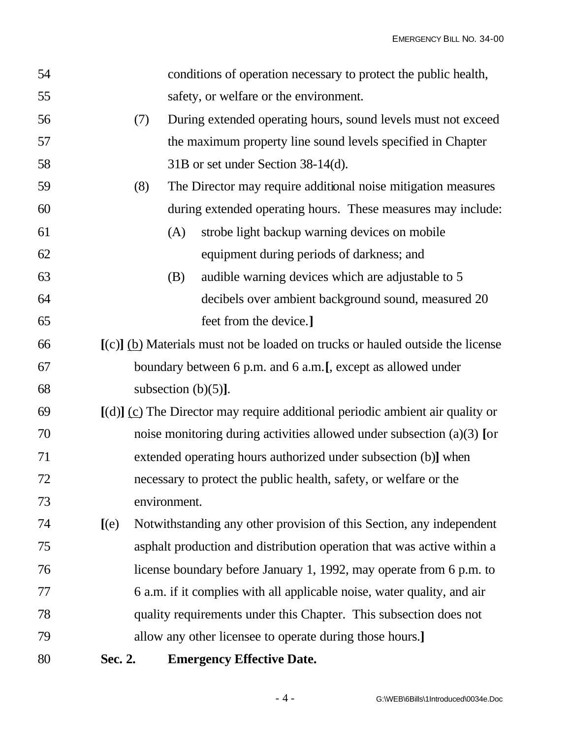54 conditions of operation necessary to protect the public health,
55 safety, or welfare or the environment.

56 (7) During extended operating hours, sound levels must not exceed
57 the maximum property line sound levels specified in Chapter
58 31B or set under Section 38-14(d).

59 (8) The Director may require additional noise mitigation measures
60 during extended operating hours. These measures may include:

61 (A) strobe light backup warning devices on mobile
62 equipment during periods of darkness; and

63 (B) audible warning devices which are adjustable to 5
64 decibels over ambient background sound, measured 20
65 feet from the device.**]**

66 **[**(c)**]** <u>(b)</u> Materials must not be loaded on trucks or hauled outside the license
67 boundary between 6 p.m. and 6 a.m.**[**, except as allowed under
68 subsection (b)(5)**]**.

69 **[**(d)**]** <u>(c)</u> The Director may require additional periodic ambient air quality or
70 noise monitoring during activities allowed under subsection (a)(3) **[**or
71 extended operating hours authorized under subsection (b)**]** when
72 necessary to protect the public health, safety, or welfare or the
73 environment.

74 **[**(e) Notwithstanding any other provision of this Section, any independent
75 asphalt production and distribution operation that was active within a
76 license boundary before January 1, 1992, may operate from 6 p.m. to
77 6 a.m. if it complies with all applicable noise, water quality, and air
78 quality requirements under this Chapter. This subsection does not
79 allow any other licensee to operate during those hours.**]**

80 **Sec. 2. Emergency Effective Date.**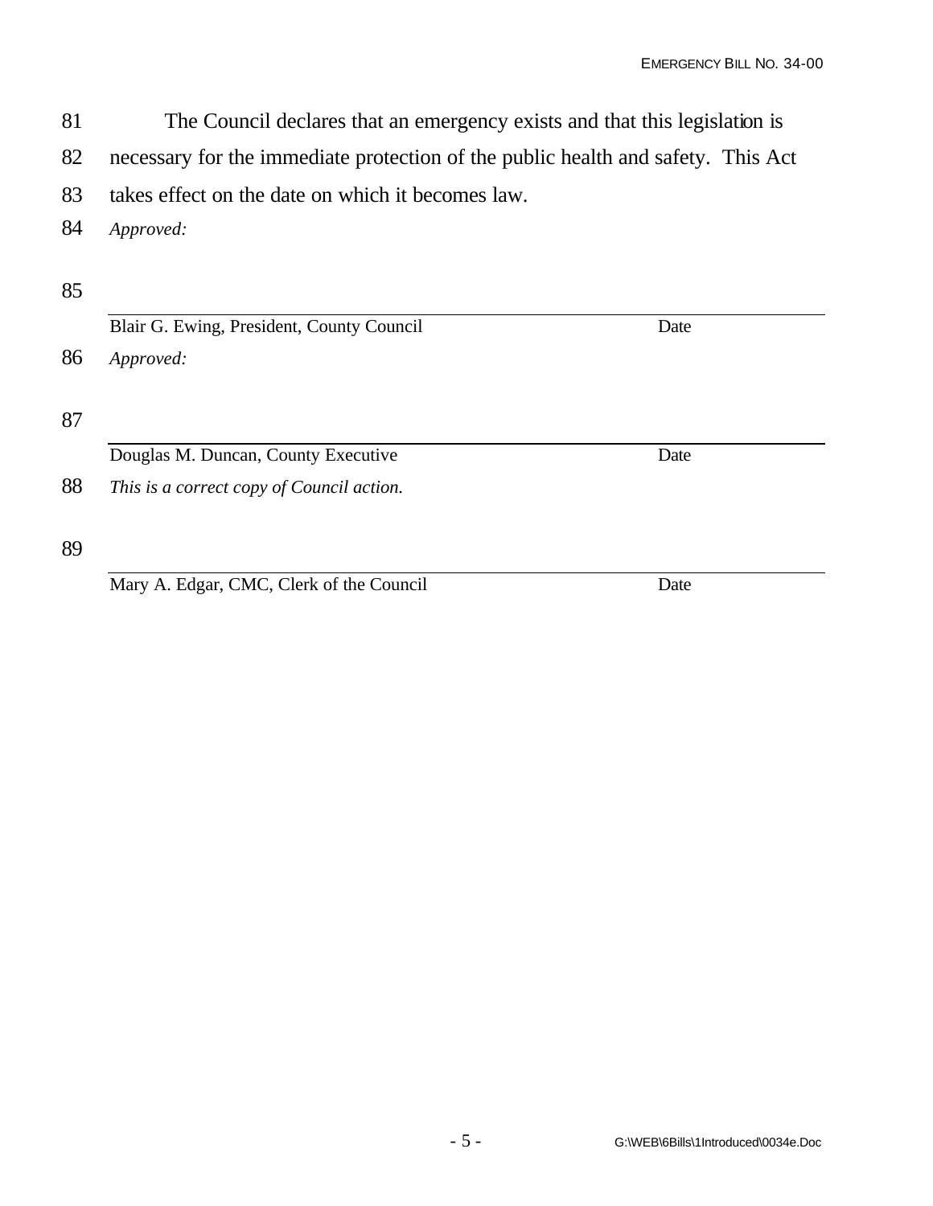81 The Council declares that an emergency exists and that this legislation is
82 necessary for the immediate protection of the public health and safety. This Act
83 takes effect on the date on which it becomes law.

84 *Approved:*

85

Blair G. Ewing, President, County Council Date

86 *Approved:*

87

Douglas M. Duncan, County Executive Date

88 *This is a correct copy of Council action.*

89

Mary A. Edgar, CMC, Clerk of the Council Date